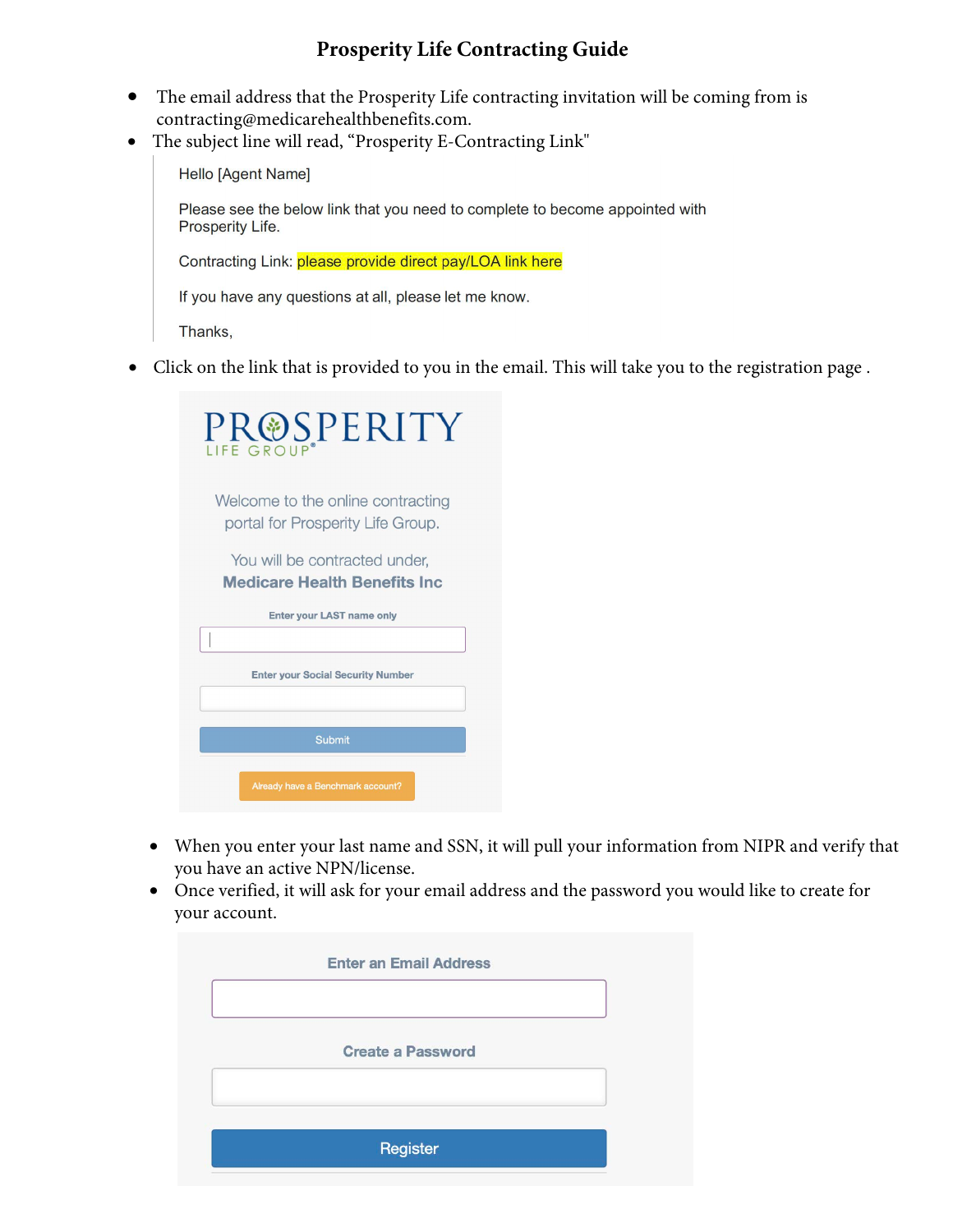# Prosperity Life Contracting Guide

- The email address that the Prosperity Life contracting invitation will be coming from is contracting@medicarehealthbenefits.com.
- The subject line will read, "Prosperity E-Contracting Link"

> Hello [Agent Name]
>
> Please see the below link that you need to complete to become appointed with Prosperity Life.
>
> Contracting Link: please provide direct pay/LOA link here
>
> If you have any questions at all, please let me know.
>
> Thanks,

- Click on the link that is provided to you in the email. This will take you to the registration page .

PROSPERITY LIFE GROUP®

Welcome to the online contracting portal for Prosperity Life Group.

You will be contracted under, **Medicare Health Benefits Inc**

Enter your LAST name only

Enter your Social Security Number

Submit

Already have a Benchmark account?

- When you enter your last name and SSN, it will pull your information from NIPR and verify that you have an active NPN/license.
- Once verified, it will ask for your email address and the password you would like to create for your account.

Enter an Email Address

Create a Password

Register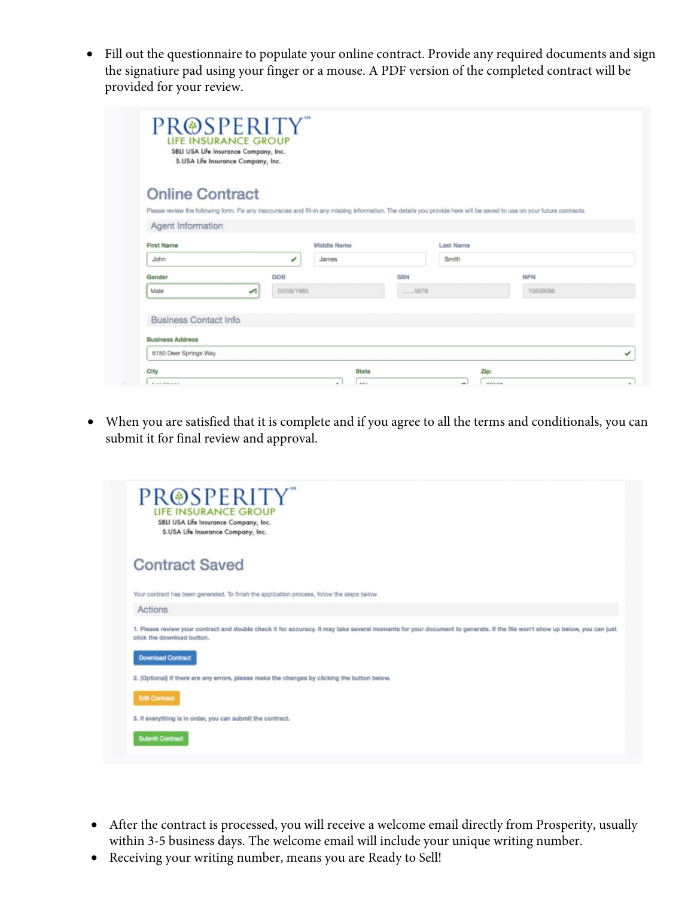- Fill out the questionnaire to populate your online contract. Provide any required documents and sign the signatiure pad using your finger or a mouse. A PDF version of the completed contract will be provided for your review.

- When you are satisfied that it is complete and if you agree to all the terms and conditionals, you can submit it for final review and approval.

- After the contract is processed, you will receive a welcome email directly from Prosperity, usually within 3-5 business days. The welcome email will include your unique writing number.
- Receiving your writing number, means you are Ready to Sell!